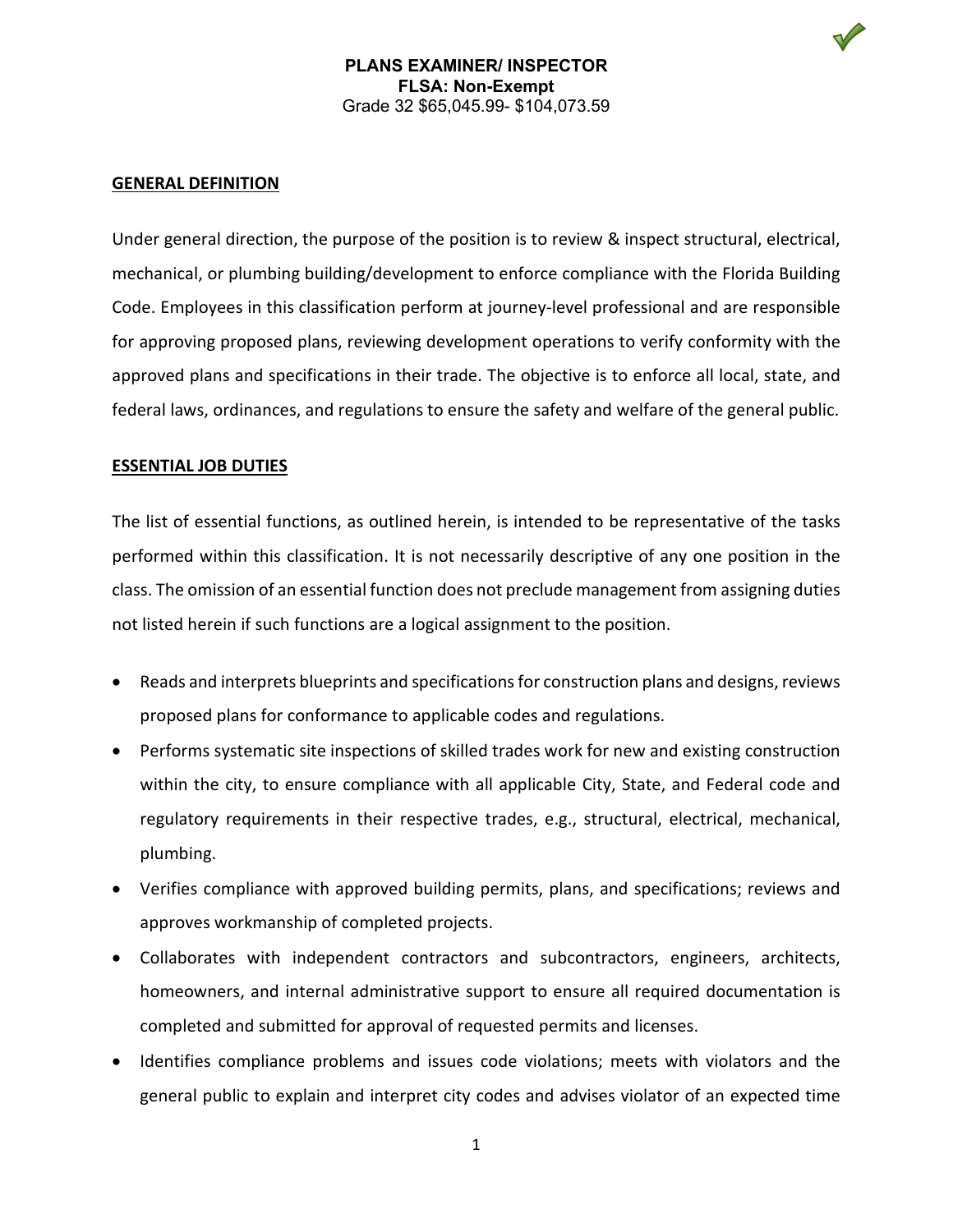**PLANS EXAMINER/ INSPECTOR**
**FLSA: Non-Exempt**
Grade 32 $65,045.99- $104,073.59

## GENERAL DEFINITION

Under general direction, the purpose of the position is to review & inspect structural, electrical, mechanical, or plumbing building/development to enforce compliance with the Florida Building Code. Employees in this classification perform at journey-level professional and are responsible for approving proposed plans, reviewing development operations to verify conformity with the approved plans and specifications in their trade. The objective is to enforce all local, state, and federal laws, ordinances, and regulations to ensure the safety and welfare of the general public.

## ESSENTIAL JOB DUTIES

The list of essential functions, as outlined herein, is intended to be representative of the tasks performed within this classification. It is not necessarily descriptive of any one position in the class. The omission of an essential function does not preclude management from assigning duties not listed herein if such functions are a logical assignment to the position.

- Reads and interprets blueprints and specifications for construction plans and designs, reviews proposed plans for conformance to applicable codes and regulations.
- Performs systematic site inspections of skilled trades work for new and existing construction within the city, to ensure compliance with all applicable City, State, and Federal code and regulatory requirements in their respective trades, e.g., structural, electrical, mechanical, plumbing.
- Verifies compliance with approved building permits, plans, and specifications; reviews and approves workmanship of completed projects.
- Collaborates with independent contractors and subcontractors, engineers, architects, homeowners, and internal administrative support to ensure all required documentation is completed and submitted for approval of requested permits and licenses.
- Identifies compliance problems and issues code violations; meets with violators and the general public to explain and interpret city codes and advises violator of an expected time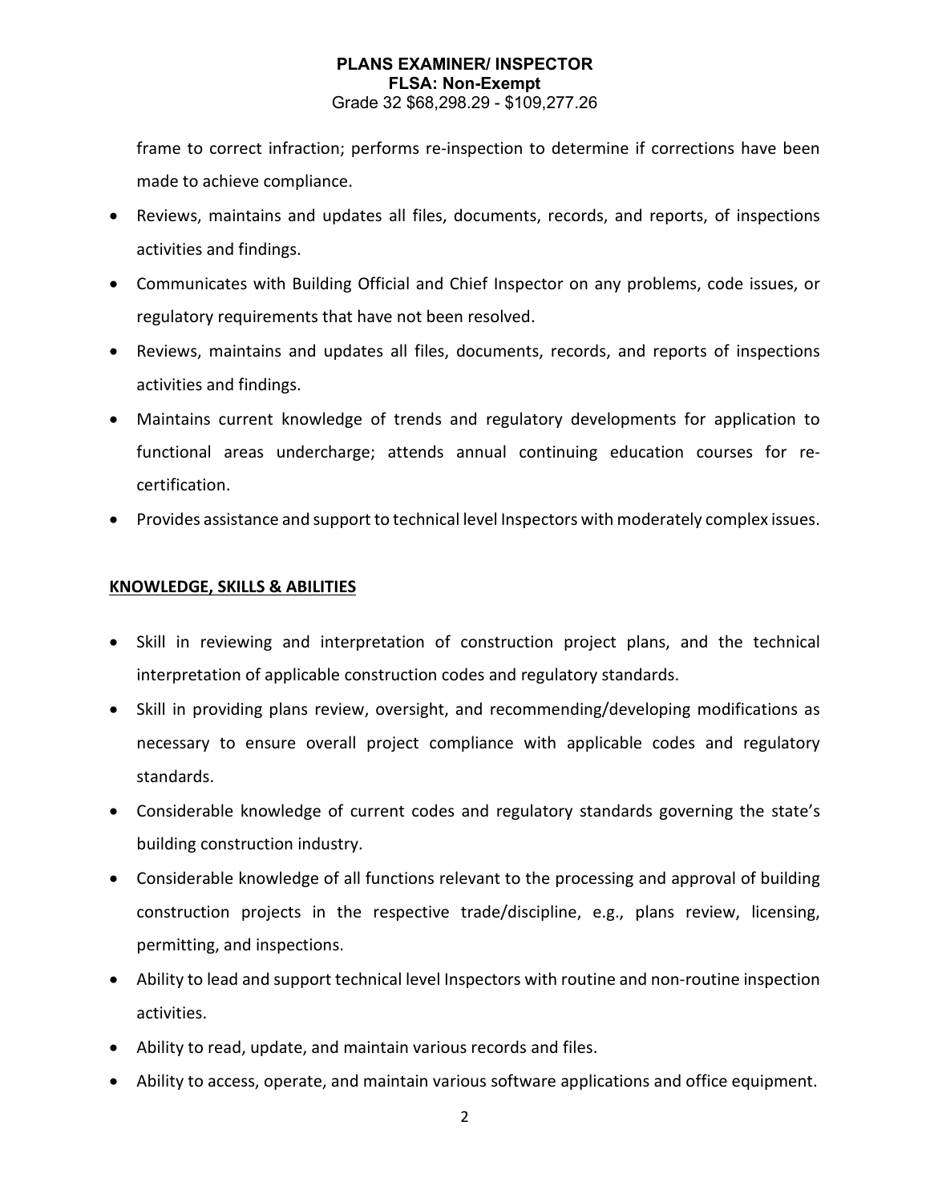frame to correct infraction; performs re-inspection to determine if corrections have been made to achieve compliance.

- Reviews, maintains and updates all files, documents, records, and reports, of inspections activities and findings.
- Communicates with Building Official and Chief Inspector on any problems, code issues, or regulatory requirements that have not been resolved.
- Reviews, maintains and updates all files, documents, records, and reports of inspections activities and findings.
- Maintains current knowledge of trends and regulatory developments for application to functional areas undercharge; attends annual continuing education courses for re-certification.
- Provides assistance and support to technical level Inspectors with moderately complex issues.

## KNOWLEDGE, SKILLS & ABILITIES

- Skill in reviewing and interpretation of construction project plans, and the technical interpretation of applicable construction codes and regulatory standards.
- Skill in providing plans review, oversight, and recommending/developing modifications as necessary to ensure overall project compliance with applicable codes and regulatory standards.
- Considerable knowledge of current codes and regulatory standards governing the state's building construction industry.
- Considerable knowledge of all functions relevant to the processing and approval of building construction projects in the respective trade/discipline, e.g., plans review, licensing, permitting, and inspections.
- Ability to lead and support technical level Inspectors with routine and non-routine inspection activities.
- Ability to read, update, and maintain various records and files.
- Ability to access, operate, and maintain various software applications and office equipment.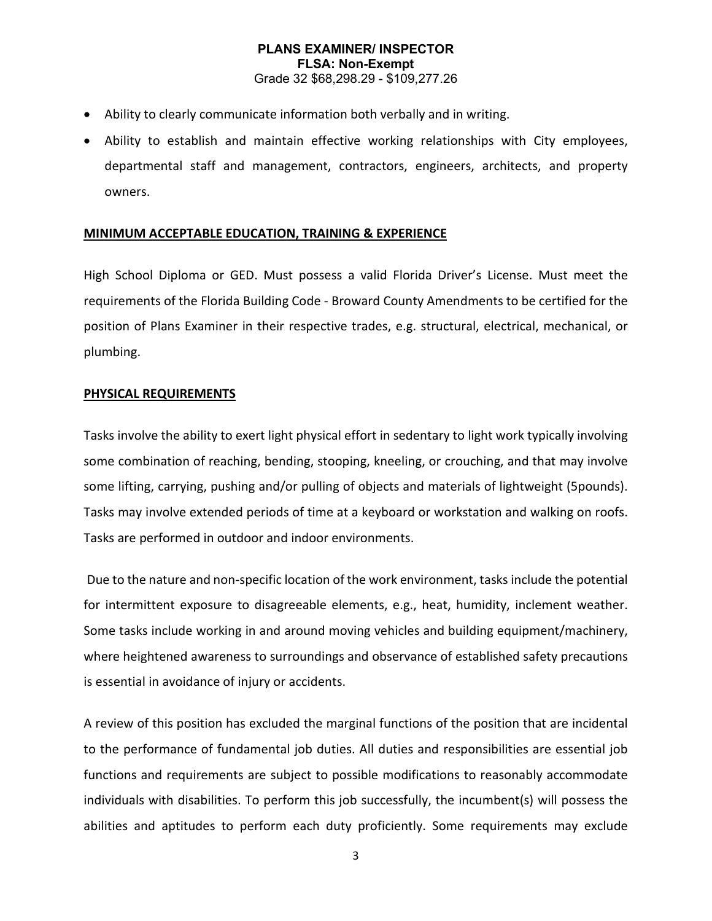- Ability to clearly communicate information both verbally and in writing.
- Ability to establish and maintain effective working relationships with City employees, departmental staff and management, contractors, engineers, architects, and property owners.

## MINIMUM ACCEPTABLE EDUCATION, TRAINING & EXPERIENCE

High School Diploma or GED. Must possess a valid Florida Driver's License. Must meet the requirements of the Florida Building Code - Broward County Amendments to be certified for the position of Plans Examiner in their respective trades, e.g. structural, electrical, mechanical, or plumbing.

## PHYSICAL REQUIREMENTS

Tasks involve the ability to exert light physical effort in sedentary to light work typically involving some combination of reaching, bending, stooping, kneeling, or crouching, and that may involve some lifting, carrying, pushing and/or pulling of objects and materials of lightweight (5pounds). Tasks may involve extended periods of time at a keyboard or workstation and walking on roofs. Tasks are performed in outdoor and indoor environments.

Due to the nature and non-specific location of the work environment, tasks include the potential for intermittent exposure to disagreeable elements, e.g., heat, humidity, inclement weather. Some tasks include working in and around moving vehicles and building equipment/machinery, where heightened awareness to surroundings and observance of established safety precautions is essential in avoidance of injury or accidents.

A review of this position has excluded the marginal functions of the position that are incidental to the performance of fundamental job duties. All duties and responsibilities are essential job functions and requirements are subject to possible modifications to reasonably accommodate individuals with disabilities. To perform this job successfully, the incumbent(s) will possess the abilities and aptitudes to perform each duty proficiently. Some requirements may exclude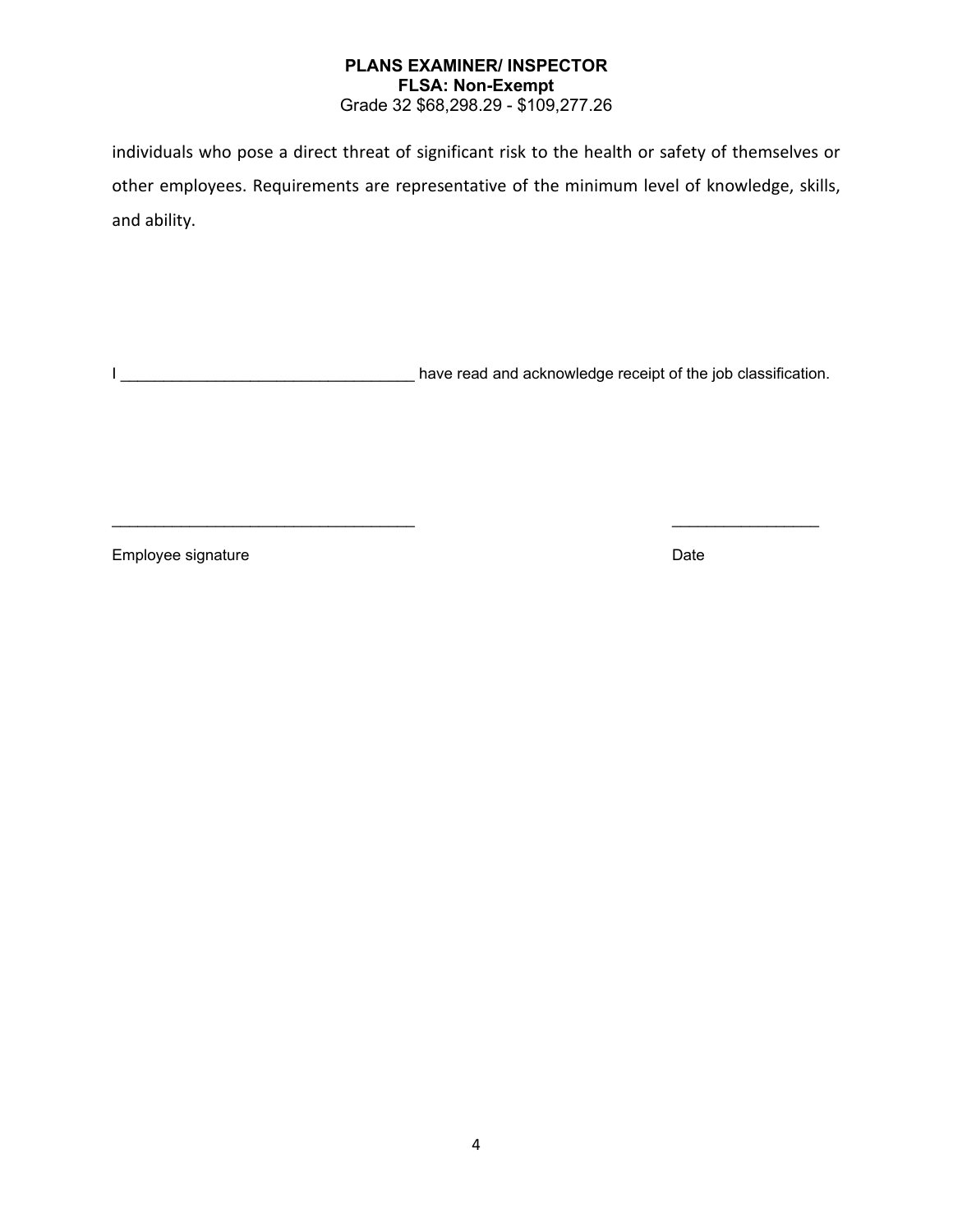individuals who pose a direct threat of significant risk to the health or safety of themselves or other employees. Requirements are representative of the minimum level of knowledge, skills, and ability.

I __________________________________ have read and acknowledge receipt of the job classification.

___________________________________ _________________

Employee signature Date